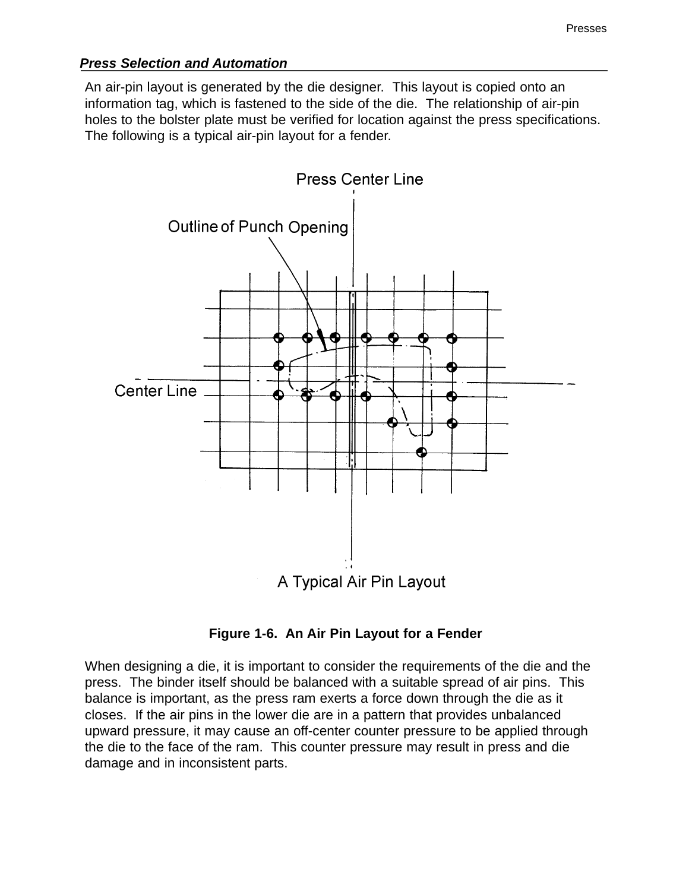## *Press Selection and Automation*

An air-pin layout is generated by the die designer. This layout is copied onto an information tag, which is fastened to the side of the die. The relationship of air-pin holes to the bolster plate must be verified for location against the press specifications. The following is a typical air-pin layout for a fender.

**Figure 1-6. An Air Pin Layout for a Fender**

When designing a die, it is important to consider the requirements of the die and the press. The binder itself should be balanced with a suitable spread of air pins. This balance is important, as the press ram exerts a force down through the die as it closes. If the air pins in the lower die are in a pattern that provides unbalanced upward pressure, it may cause an off-center counter pressure to be applied through the die to the face of the ram. This counter pressure may result in press and die damage and in inconsistent parts.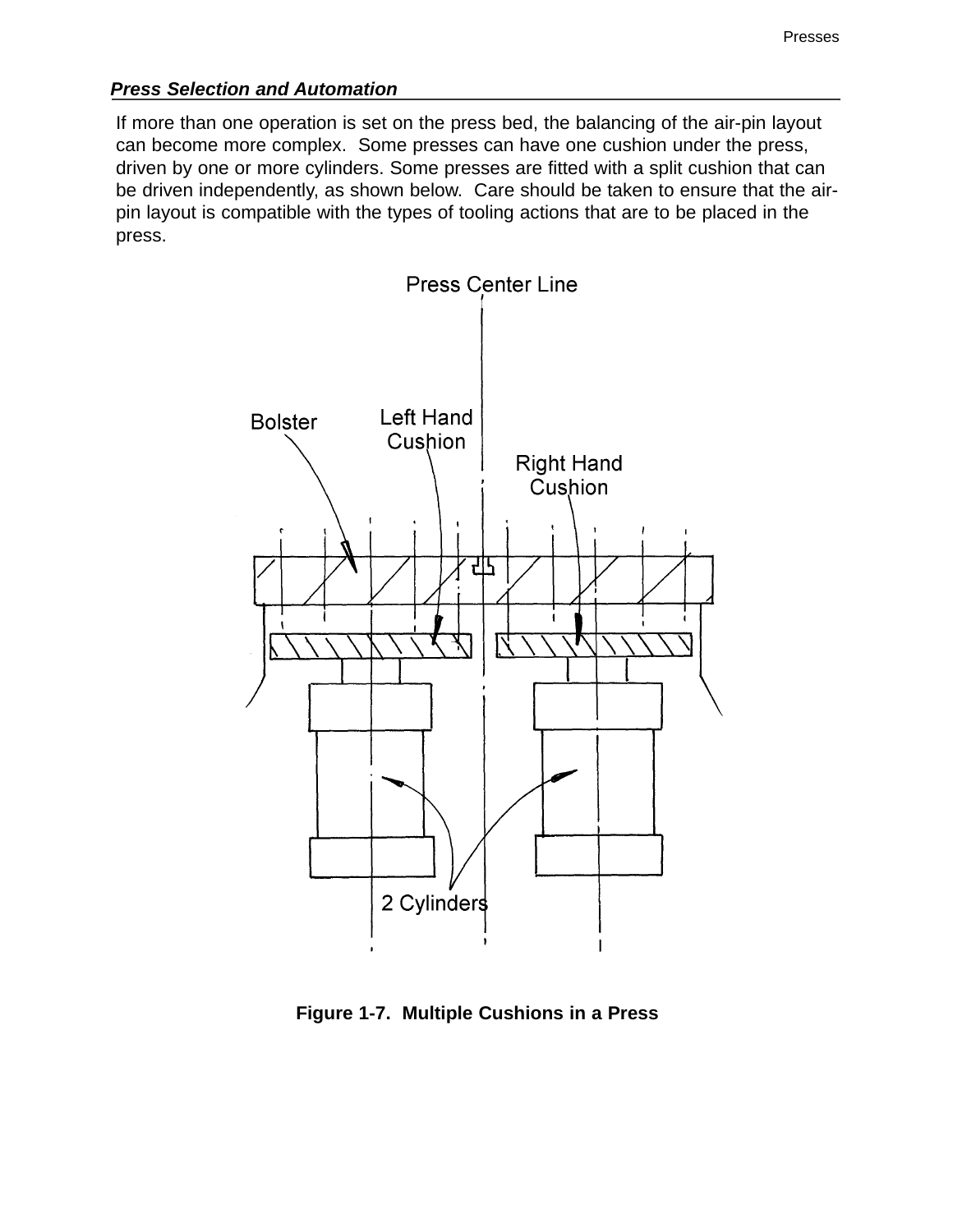## *Press Selection and Automation*

If more than one operation is set on the press bed, the balancing of the air-pin layout can become more complex. Some presses can have one cushion under the press, driven by one or more cylinders. Some presses are fitted with a split cushion that can be driven independently, as shown below. Care should be taken to ensure that the air-pin layout is compatible with the types of tooling actions that are to be placed in the press.

Press Center Line

Bolster

Left Hand Cushion

Right Hand Cushion

2 Cylinders

**Figure 1-7. Multiple Cushions in a Press**